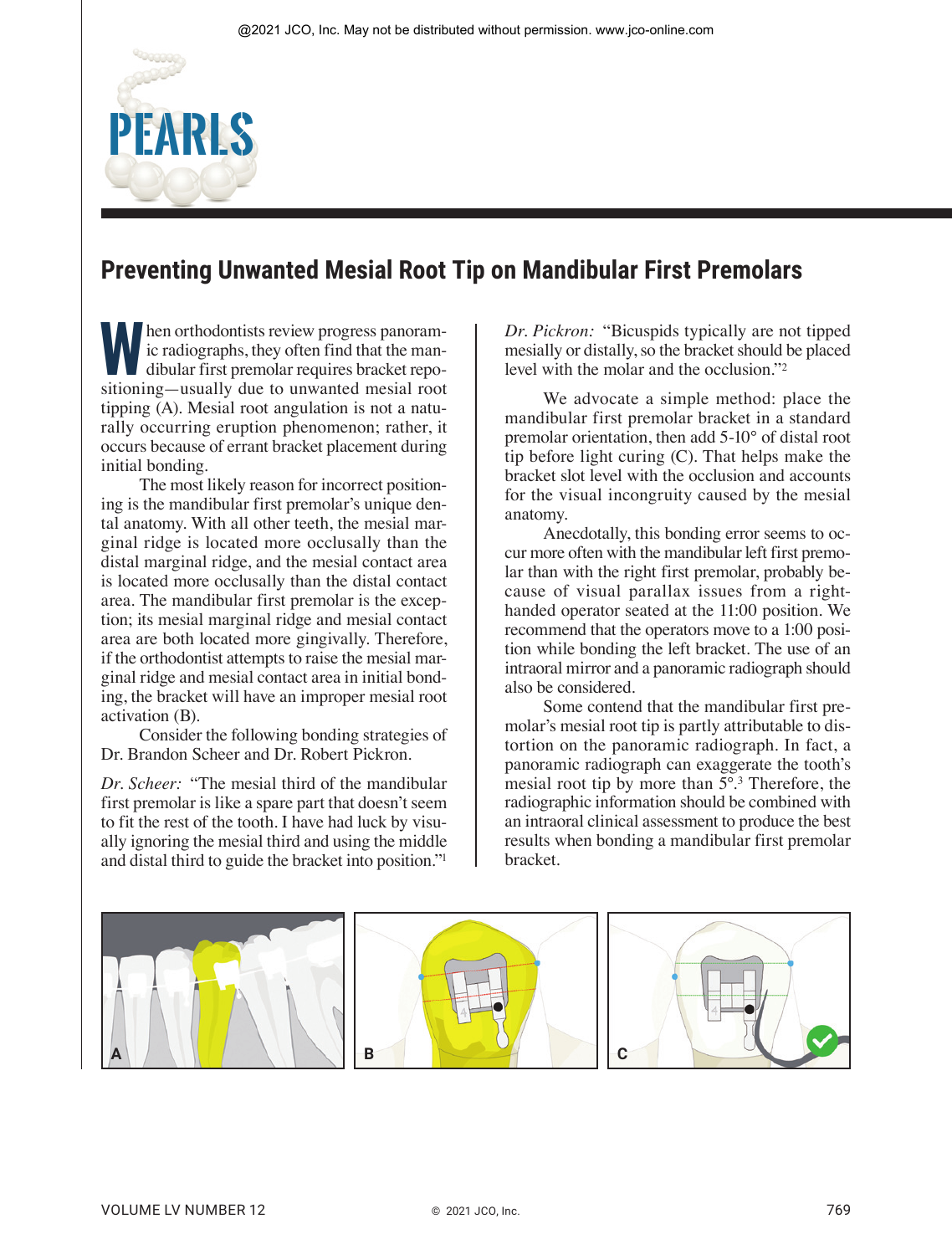# PEARLS

## Preventing Unwanted Mesial Root Tip on Mandibular First Premolars

When orthodontists review progress panoramic radiographs, they often find that the mandibular first premolar requires bracket repositioning—usually due to unwanted mesial root tipping (A). Mesial root angulation is not a naturally occurring eruption phenomenon; rather, it occurs because of errant bracket placement during initial bonding.

The most likely reason for incorrect positioning is the mandibular first premolar's unique dental anatomy. With all other teeth, the mesial marginal ridge is located more occlusally than the distal marginal ridge, and the mesial contact area is located more occlusally than the distal contact area. The mandibular first premolar is the exception; its mesial marginal ridge and mesial contact area are both located more gingivally. Therefore, if the orthodontist attempts to raise the mesial marginal ridge and mesial contact area in initial bonding, the bracket will have an improper mesial root activation (B).

Consider the following bonding strategies of Dr. Brandon Scheer and Dr. Robert Pickron.

*Dr. Scheer:* "The mesial third of the mandibular first premolar is like a spare part that doesn't seem to fit the rest of the tooth. I have had luck by visually ignoring the mesial third and using the middle and distal third to guide the bracket into position."[1]

*Dr. Pickron:* "Bicuspids typically are not tipped mesially or distally, so the bracket should be placed level with the molar and the occlusion."[2]

We advocate a simple method: place the mandibular first premolar bracket in a standard premolar orientation, then add 5-10° of distal root tip before light curing (C). That helps make the bracket slot level with the occlusion and accounts for the visual incongruity caused by the mesial anatomy.

Anecdotally, this bonding error seems to occur more often with the mandibular left first premolar than with the right first premolar, probably because of visual parallax issues from a right-handed operator seated at the 11:00 position. We recommend that the operators move to a 1:00 position while bonding the left bracket. The use of an intraoral mirror and a panoramic radiograph should also be considered.

Some contend that the mandibular first premolar's mesial root tip is partly attributable to distortion on the panoramic radiograph. In fact, a panoramic radiograph can exaggerate the tooth's mesial root tip by more than 5°.[3] Therefore, the radiographic information should be combined with an intraoral clinical assessment to produce the best results when bonding a mandibular first premolar bracket.

A B C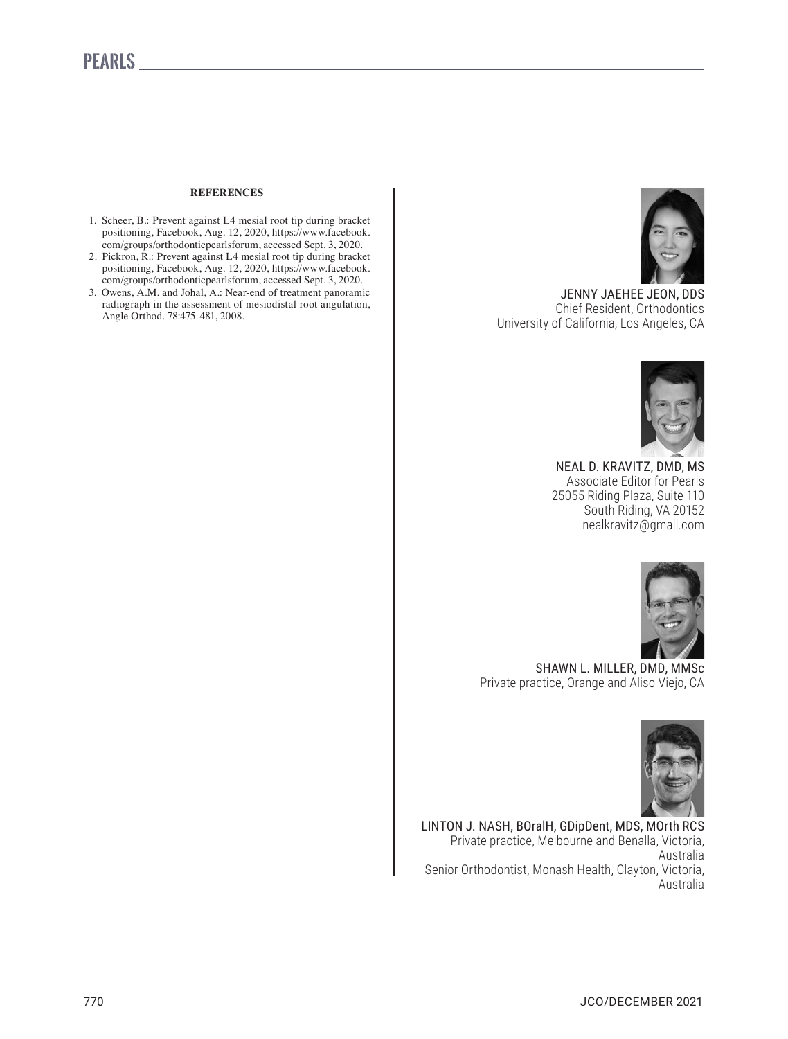**REFERENCES**

1. Scheer, B.: Prevent against L4 mesial root tip during bracket positioning, Facebook, Aug. 12, 2020, https://www.facebook.com/groups/orthodonticpearlsforum, accessed Sept. 3, 2020.
2. Pickron, R.: Prevent against L4 mesial root tip during bracket positioning, Facebook, Aug. 12, 2020, https://www.facebook.com/groups/orthodonticpearlsforum, accessed Sept. 3, 2020.
3. Owens, A.M. and Johal, A.: Near-end of treatment panoramic radiograph in the assessment of mesiodistal root angulation, Angle Orthod. 78:475-481, 2008.

JENNY JAEHEE JEON, DDS
Chief Resident, Orthodontics
University of California, Los Angeles, CA

NEAL D. KRAVITZ, DMD, MS
Associate Editor for Pearls
25055 Riding Plaza, Suite 110
South Riding, VA 20152
nealkravitz@gmail.com

SHAWN L. MILLER, DMD, MMSc
Private practice, Orange and Aliso Viejo, CA

LINTON J. NASH, BOralH, GDipDent, MDS, MOrth RCS
Private practice, Melbourne and Benalla, Victoria, Australia
Senior Orthodontist, Monash Health, Clayton, Victoria, Australia